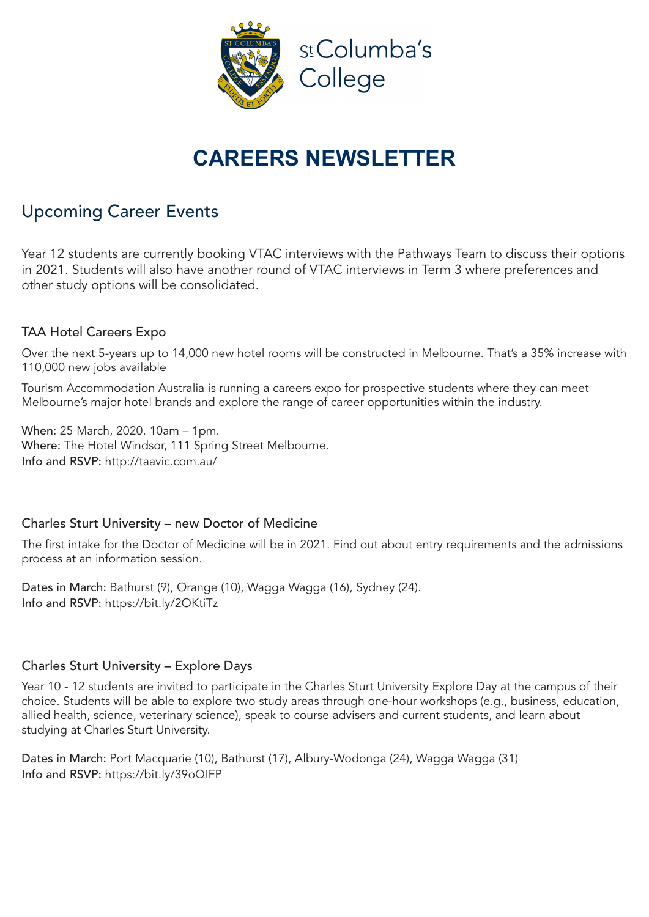St Columba's College

# CAREERS NEWSLETTER

## Upcoming Career Events

Year 12 students are currently booking VTAC interviews with the Pathways Team to discuss their options in 2021. Students will also have another round of VTAC interviews in Term 3 where preferences and other study options will be consolidated.

### TAA Hotel Careers Expo

Over the next 5-years up to 14,000 new hotel rooms will be constructed in Melbourne. That's a 35% increase with 110,000 new jobs available

Tourism Accommodation Australia is running a careers expo for prospective students where they can meet Melbourne's major hotel brands and explore the range of career opportunities within the industry.

When: 25 March, 2020. 10am – 1pm.
Where: The Hotel Windsor, 111 Spring Street Melbourne.
Info and RSVP: http://taavic.com.au/

---

### Charles Sturt University – new Doctor of Medicine

The first intake for the Doctor of Medicine will be in 2021. Find out about entry requirements and the admissions process at an information session.

Dates in March: Bathurst (9), Orange (10), Wagga Wagga (16), Sydney (24).
Info and RSVP: https://bit.ly/2OKtiTz

---

### Charles Sturt University – Explore Days

Year 10 - 12 students are invited to participate in the Charles Sturt University Explore Day at the campus of their choice. Students will be able to explore two study areas through one-hour workshops (e.g., business, education, allied health, science, veterinary science), speak to course advisers and current students, and learn about studying at Charles Sturt University.

Dates in March: Port Macquarie (10), Bathurst (17), Albury-Wodonga (24), Wagga Wagga (31)
Info and RSVP: https://bit.ly/39oQIFP

---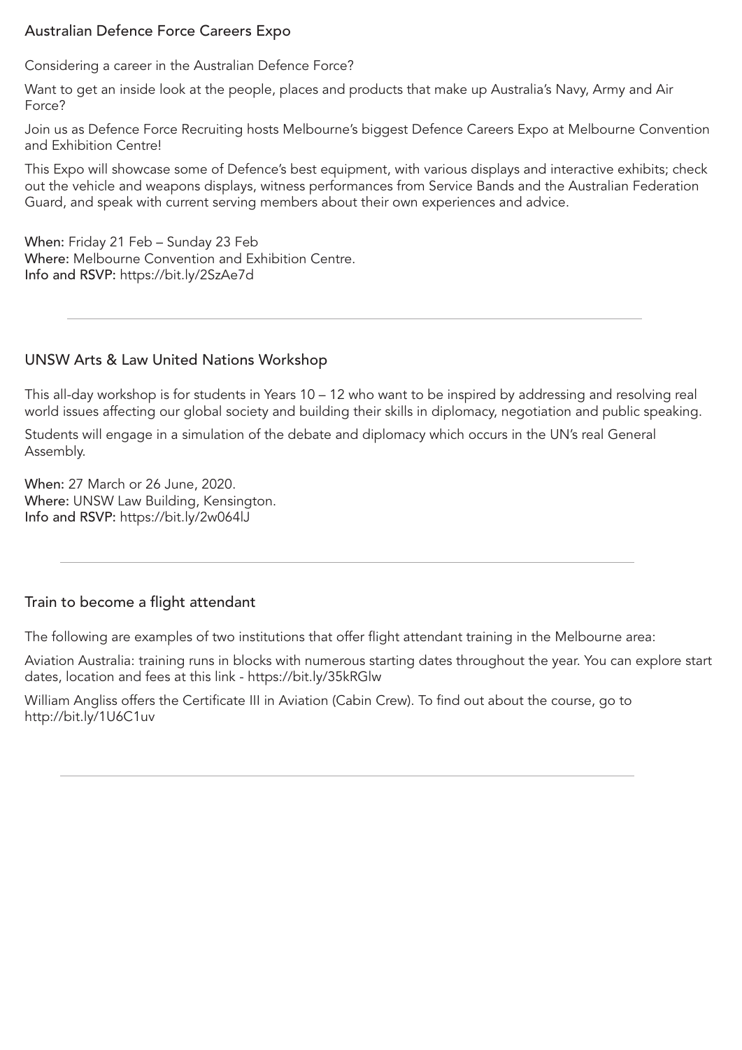## Australian Defence Force Careers Expo

Considering a career in the Australian Defence Force?

Want to get an inside look at the people, places and products that make up Australia's Navy, Army and Air Force?

Join us as Defence Force Recruiting hosts Melbourne's biggest Defence Careers Expo at Melbourne Convention and Exhibition Centre!

This Expo will showcase some of Defence's best equipment, with various displays and interactive exhibits; check out the vehicle and weapons displays, witness performances from Service Bands and the Australian Federation Guard, and speak with current serving members about their own experiences and advice.

**When:** Friday 21 Feb – Sunday 23 Feb
**Where:** Melbourne Convention and Exhibition Centre.
**Info and RSVP:** https://bit.ly/2SzAe7d

---

## UNSW Arts & Law United Nations Workshop

This all-day workshop is for students in Years 10 – 12 who want to be inspired by addressing and resolving real world issues affecting our global society and building their skills in diplomacy, negotiation and public speaking.

Students will engage in a simulation of the debate and diplomacy which occurs in the UN's real General Assembly.

**When:** 27 March or 26 June, 2020.
**Where:** UNSW Law Building, Kensington.
**Info and RSVP:** https://bit.ly/2w064lJ

---

## Train to become a flight attendant

The following are examples of two institutions that offer flight attendant training in the Melbourne area:

Aviation Australia: training runs in blocks with numerous starting dates throughout the year. You can explore start dates, location and fees at this link - https://bit.ly/35kRGlw

William Angliss offers the Certificate III in Aviation (Cabin Crew). To find out about the course, go to http://bit.ly/1U6C1uv

---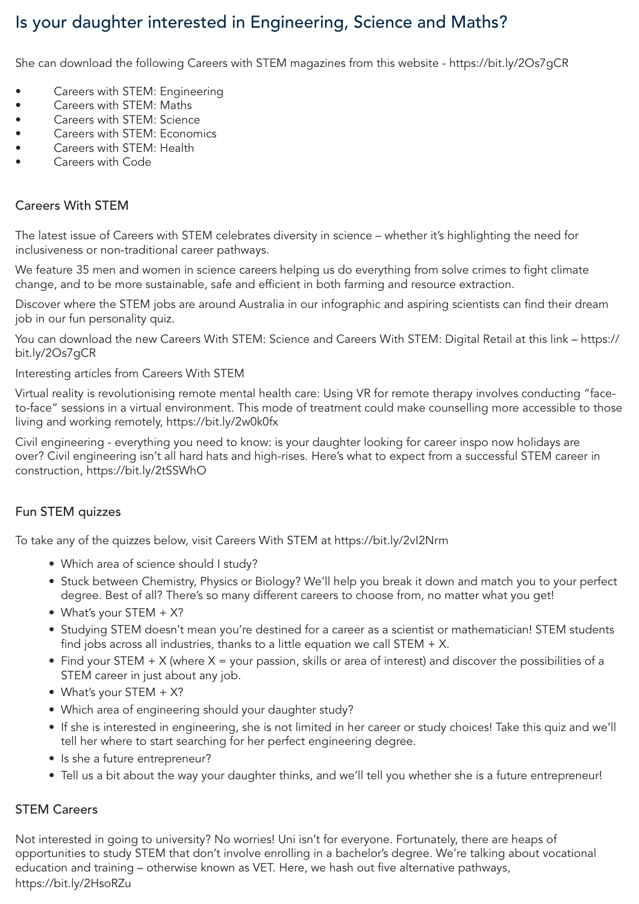# Is your daughter interested in Engineering, Science and Maths?

She can download the following Careers with STEM magazines from this website - https://bit.ly/2Os7gCR

- Careers with STEM: Engineering
- Careers with STEM: Maths
- Careers with STEM: Science
- Careers with STEM: Economics
- Careers with STEM: Health
- Careers with Code

## Careers With STEM

The latest issue of Careers with STEM celebrates diversity in science – whether it's highlighting the need for inclusiveness or non-traditional career pathways.

We feature 35 men and women in science careers helping us do everything from solve crimes to fight climate change, and to be more sustainable, safe and efficient in both farming and resource extraction.

Discover where the STEM jobs are around Australia in our infographic and aspiring scientists can find their dream job in our fun personality quiz.

You can download the new Careers With STEM: Science and Careers With STEM: Digital Retail at this link – https://bit.ly/2Os7gCR

Interesting articles from Careers With STEM

Virtual reality is revolutionising remote mental health care: Using VR for remote therapy involves conducting "face-to-face" sessions in a virtual environment. This mode of treatment could make counselling more accessible to those living and working remotely, https://bit.ly/2w0k0fx

Civil engineering - everything you need to know: is your daughter looking for career inspo now holidays are over? Civil engineering isn't all hard hats and high-rises. Here's what to expect from a successful STEM career in construction, https://bit.ly/2tSSWhO

## Fun STEM quizzes

To take any of the quizzes below, visit Careers With STEM at https://bit.ly/2vI2Nrm

- Which area of science should I study?
- Stuck between Chemistry, Physics or Biology? We'll help you break it down and match you to your perfect degree. Best of all? There's so many different careers to choose from, no matter what you get!
- What's your STEM + X?
- Studying STEM doesn't mean you're destined for a career as a scientist or mathematician! STEM students find jobs across all industries, thanks to a little equation we call STEM + X.
- Find your STEM + X (where X = your passion, skills or area of interest) and discover the possibilities of a STEM career in just about any job.
- What's your STEM + X?
- Which area of engineering should your daughter study?
- If she is interested in engineering, she is not limited in her career or study choices! Take this quiz and we'll tell her where to start searching for her perfect engineering degree.
- Is she a future entrepreneur?
- Tell us a bit about the way your daughter thinks, and we'll tell you whether she is a future entrepreneur!

## STEM Careers

Not interested in going to university? No worries! Uni isn't for everyone. Fortunately, there are heaps of opportunities to study STEM that don't involve enrolling in a bachelor's degree. We're talking about vocational education and training – otherwise known as VET. Here, we hash out five alternative pathways, https://bit.ly/2HsoRZu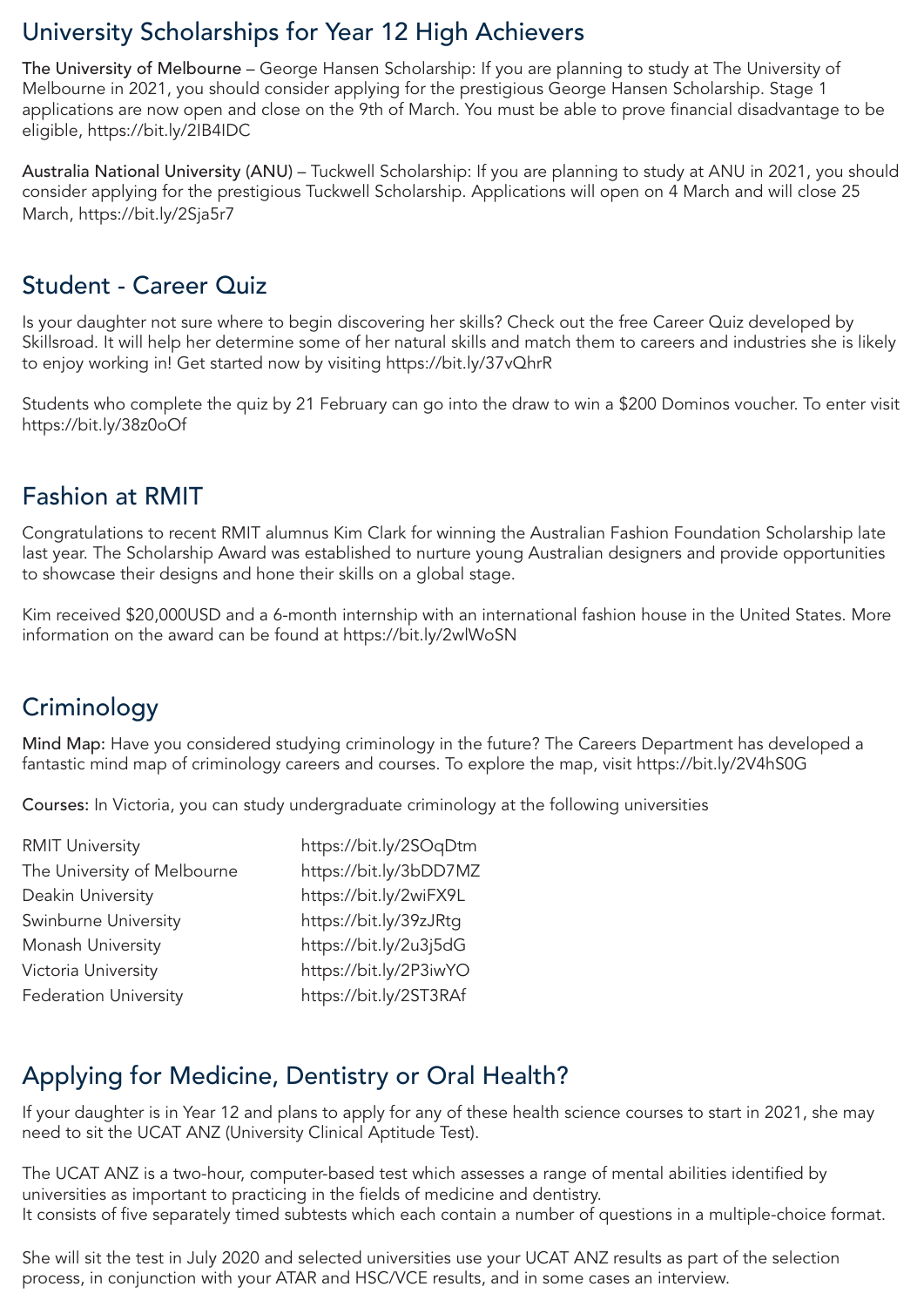## University Scholarships for Year 12 High Achievers

**The University of Melbourne** – George Hansen Scholarship: If you are planning to study at The University of Melbourne in 2021, you should consider applying for the prestigious George Hansen Scholarship. Stage 1 applications are now open and close on the 9th of March. You must be able to prove financial disadvantage to be eligible, https://bit.ly/2IB4lDC

**Australia National University (ANU)** – Tuckwell Scholarship: If you are planning to study at ANU in 2021, you should consider applying for the prestigious Tuckwell Scholarship. Applications will open on 4 March and will close 25 March, https://bit.ly/2Sja5r7

## Student - Career Quiz

Is your daughter not sure where to begin discovering her skills? Check out the free Career Quiz developed by Skillsroad. It will help her determine some of her natural skills and match them to careers and industries she is likely to enjoy working in! Get started now by visiting https://bit.ly/37vQhrR

Students who complete the quiz by 21 February can go into the draw to win a $200 Dominos voucher. To enter visit https://bit.ly/38z0oOf

## Fashion at RMIT

Congratulations to recent RMIT alumnus Kim Clark for winning the Australian Fashion Foundation Scholarship late last year. The Scholarship Award was established to nurture young Australian designers and provide opportunities to showcase their designs and hone their skills on a global stage.

Kim received $20,000USD and a 6-month internship with an international fashion house in the United States. More information on the award can be found at https://bit.ly/2wlWoSN

## Criminology

**Mind Map:** Have you considered studying criminology in the future? The Careers Department has developed a fantastic mind map of criminology careers and courses. To explore the map, visit https://bit.ly/2V4hS0G

**Courses:** In Victoria, you can study undergraduate criminology at the following universities

| | |
|---|---|
| RMIT University | https://bit.ly/2SOqDtm |
| The University of Melbourne | https://bit.ly/3bDD7MZ |
| Deakin University | https://bit.ly/2wiFX9L |
| Swinburne University | https://bit.ly/39zJRtg |
| Monash University | https://bit.ly/2u3j5dG |
| Victoria University | https://bit.ly/2P3iwYO |
| Federation University | https://bit.ly/2ST3RAf |

## Applying for Medicine, Dentistry or Oral Health?

If your daughter is in Year 12 and plans to apply for any of these health science courses to start in 2021, she may need to sit the UCAT ANZ (University Clinical Aptitude Test).

The UCAT ANZ is a two-hour, computer-based test which assesses a range of mental abilities identified by universities as important to practicing in the fields of medicine and dentistry.
It consists of five separately timed subtests which each contain a number of questions in a multiple-choice format.

She will sit the test in July 2020 and selected universities use your UCAT ANZ results as part of the selection process, in conjunction with your ATAR and HSC/VCE results, and in some cases an interview.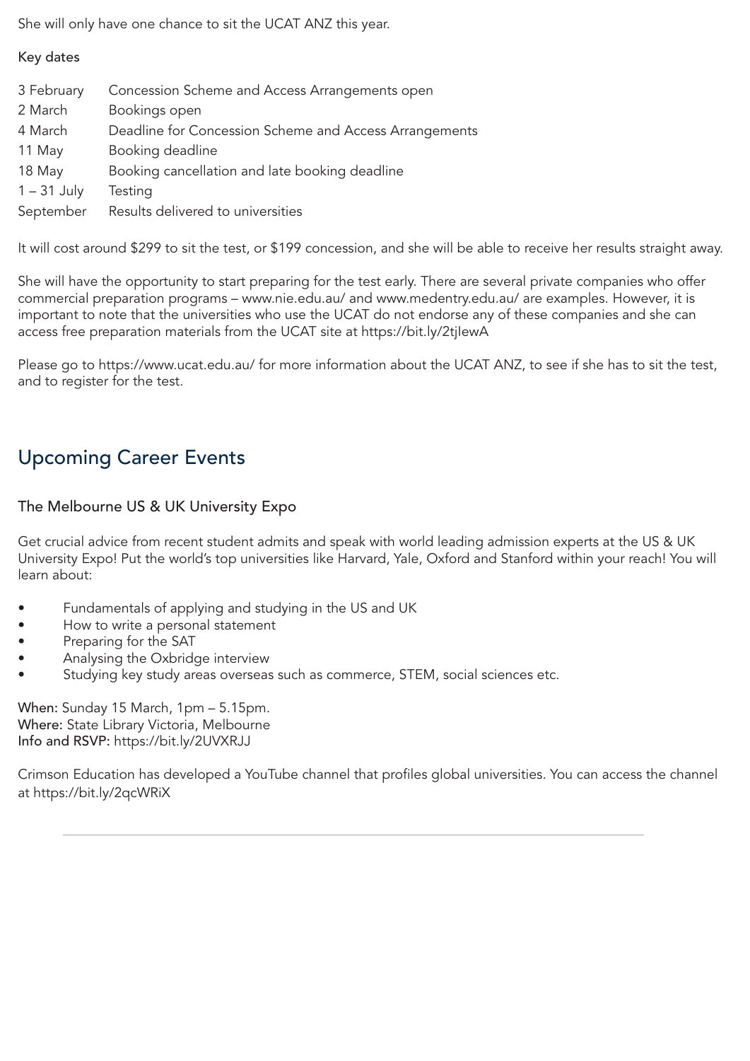She will only have one chance to sit the UCAT ANZ this year.

Key dates

| | |
|---|---|
| 3 February | Concession Scheme and Access Arrangements open |
| 2 March | Bookings open |
| 4 March | Deadline for Concession Scheme and Access Arrangements |
| 11 May | Booking deadline |
| 18 May | Booking cancellation and late booking deadline |
| 1 – 31 July | Testing |
| September | Results delivered to universities |

It will cost around $299 to sit the test, or $199 concession, and she will be able to receive her results straight away.

She will have the opportunity to start preparing for the test early. There are several private companies who offer commercial preparation programs – www.nie.edu.au/ and www.medentry.edu.au/ are examples. However, it is important to note that the universities who use the UCAT do not endorse any of these companies and she can access free preparation materials from the UCAT site at https://bit.ly/2tjIewA

Please go to https://www.ucat.edu.au/ for more information about the UCAT ANZ, to see if she has to sit the test, and to register for the test.

## Upcoming Career Events

### The Melbourne US & UK University Expo

Get crucial advice from recent student admits and speak with world leading admission experts at the US & UK University Expo! Put the world's top universities like Harvard, Yale, Oxford and Stanford within your reach! You will learn about:

- Fundamentals of applying and studying in the US and UK
- How to write a personal statement
- Preparing for the SAT
- Analysing the Oxbridge interview
- Studying key study areas overseas such as commerce, STEM, social sciences etc.

**When:** Sunday 15 March, 1pm – 5.15pm.
**Where:** State Library Victoria, Melbourne
**Info and RSVP:** https://bit.ly/2UVXRJJ

Crimson Education has developed a YouTube channel that profiles global universities. You can access the channel at https://bit.ly/2qcWRiX

---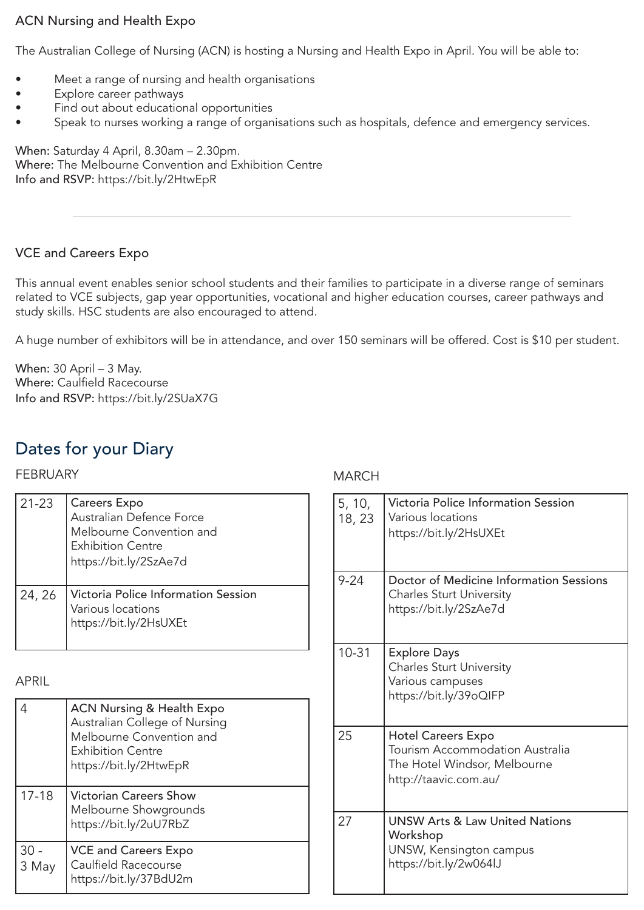### ACN Nursing and Health Expo

The Australian College of Nursing (ACN) is hosting a Nursing and Health Expo in April. You will be able to:

- Meet a range of nursing and health organisations
- Explore career pathways
- Find out about educational opportunities
- Speak to nurses working a range of organisations such as hospitals, defence and emergency services.

**When:** Saturday 4 April, 8.30am – 2.30pm.
**Where:** The Melbourne Convention and Exhibition Centre
**Info and RSVP:** https://bit.ly/2HtwEpR

---

### VCE and Careers Expo

This annual event enables senior school students and their families to participate in a diverse range of seminars related to VCE subjects, gap year opportunities, vocational and higher education courses, career pathways and study skills. HSC students are also encouraged to attend.

A huge number of exhibitors will be in attendance, and over 150 seminars will be offered. Cost is $10 per student.

**When:** 30 April – 3 May.
**Where:** Caulfield Racecourse
**Info and RSVP:** https://bit.ly/2SUaX7G

## Dates for your Diary

FEBRUARY

| | |
|---|---|
| 21-23 | Careers Expo<br>Australian Defence Force<br>Melbourne Convention and Exhibition Centre<br>https://bit.ly/2SzAe7d |
| 24, 26 | Victoria Police Information Session<br>Various locations<br>https://bit.ly/2HsUXEt |

MARCH

| | |
|---|---|
| 5, 10, 18, 23 | Victoria Police Information Session<br>Various locations<br>https://bit.ly/2HsUXEt |
| 9-24 | Doctor of Medicine Information Sessions<br>Charles Sturt University<br>https://bit.ly/2SzAe7d |
| 10-31 | Explore Days<br>Charles Sturt University<br>Various campuses<br>https://bit.ly/39oQIFP |
| 25 | Hotel Careers Expo<br>Tourism Accommodation Australia<br>The Hotel Windsor, Melbourne<br>http://taavic.com.au/ |
| 27 | UNSW Arts & Law United Nations Workshop<br>UNSW, Kensington campus<br>https://bit.ly/2w064lJ |

APRIL

| | |
|---|---|
| 4 | ACN Nursing & Health Expo<br>Australian College of Nursing<br>Melbourne Convention and Exhibition Centre<br>https://bit.ly/2HtwEpR |
| 17-18 | Victorian Careers Show<br>Melbourne Showgrounds<br>https://bit.ly/2uU7RbZ |
| 30 - 3 May | VCE and Careers Expo<br>Caulfield Racecourse<br>https://bit.ly/37BdU2m |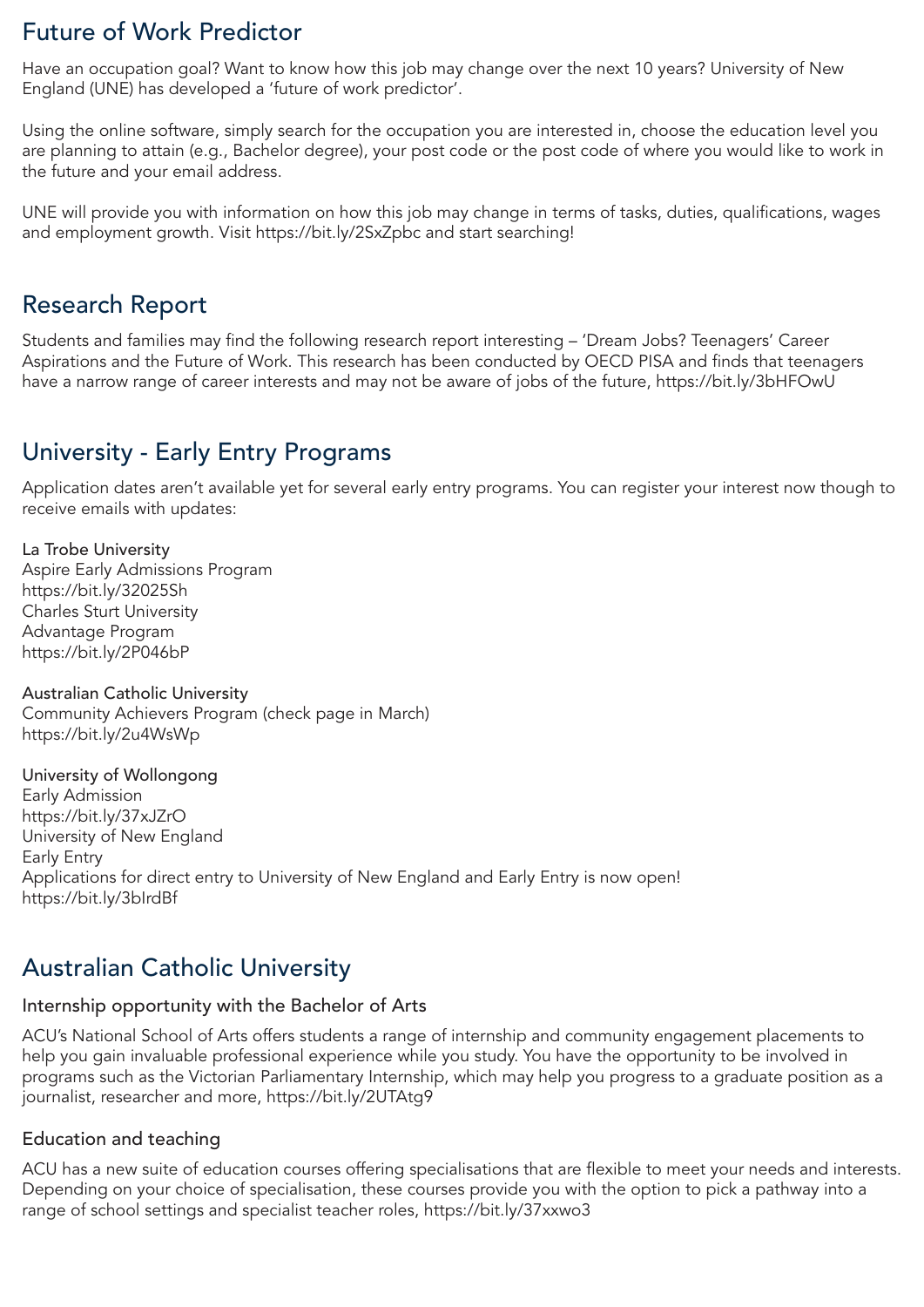## Future of Work Predictor

Have an occupation goal? Want to know how this job may change over the next 10 years? University of New England (UNE) has developed a 'future of work predictor'.

Using the online software, simply search for the occupation you are interested in, choose the education level you are planning to attain (e.g., Bachelor degree), your post code or the post code of where you would like to work in the future and your email address.

UNE will provide you with information on how this job may change in terms of tasks, duties, qualifications, wages and employment growth. Visit https://bit.ly/2SxZpbc and start searching!

## Research Report

Students and families may find the following research report interesting – 'Dream Jobs? Teenagers' Career Aspirations and the Future of Work. This research has been conducted by OECD PISA and finds that teenagers have a narrow range of career interests and may not be aware of jobs of the future, https://bit.ly/3bHFOwU

## University - Early Entry Programs

Application dates aren't available yet for several early entry programs. You can register your interest now though to receive emails with updates:

La Trobe University
Aspire Early Admissions Program
https://bit.ly/32025Sh
Charles Sturt University
Advantage Program
https://bit.ly/2P046bP

Australian Catholic University
Community Achievers Program (check page in March)
https://bit.ly/2u4WsWp

University of Wollongong
Early Admission
https://bit.ly/37xJZrO
University of New England
Early Entry
Applications for direct entry to University of New England and Early Entry is now open!
https://bit.ly/3bIrdBf

## Australian Catholic University

### Internship opportunity with the Bachelor of Arts

ACU's National School of Arts offers students a range of internship and community engagement placements to help you gain invaluable professional experience while you study. You have the opportunity to be involved in programs such as the Victorian Parliamentary Internship, which may help you progress to a graduate position as a journalist, researcher and more, https://bit.ly/2UTAtg9

### Education and teaching

ACU has a new suite of education courses offering specialisations that are flexible to meet your needs and interests. Depending on your choice of specialisation, these courses provide you with the option to pick a pathway into a range of school settings and specialist teacher roles, https://bit.ly/37xxwo3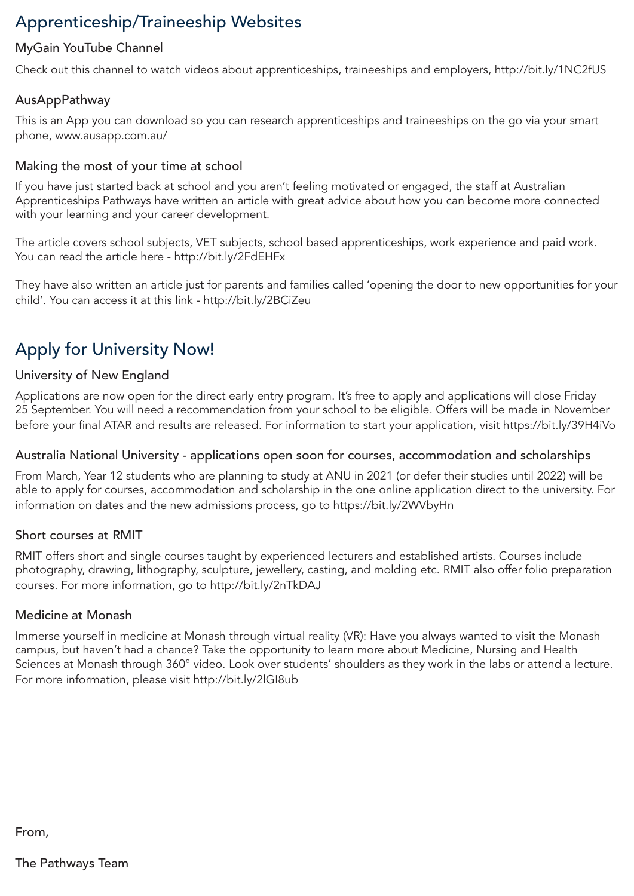## Apprenticeship/Traineeship Websites

### MyGain YouTube Channel

Check out this channel to watch videos about apprenticeships, traineeships and employers, http://bit.ly/1NC2fUS

### AusAppPathway

This is an App you can download so you can research apprenticeships and traineeships on the go via your smart phone, www.ausapp.com.au/

### Making the most of your time at school

If you have just started back at school and you aren't feeling motivated or engaged, the staff at Australian Apprenticeships Pathways have written an article with great advice about how you can become more connected with your learning and your career development.

The article covers school subjects, VET subjects, school based apprenticeships, work experience and paid work. You can read the article here - http://bit.ly/2FdEHFx

They have also written an article just for parents and families called 'opening the door to new opportunities for your child'. You can access it at this link - http://bit.ly/2BCiZeu

## Apply for University Now!

### University of New England

Applications are now open for the direct early entry program. It's free to apply and applications will close Friday 25 September. You will need a recommendation from your school to be eligible. Offers will be made in November before your final ATAR and results are released. For information to start your application, visit https://bit.ly/39H4iVo

### Australia National University - applications open soon for courses, accommodation and scholarships

From March, Year 12 students who are planning to study at ANU in 2021 (or defer their studies until 2022) will be able to apply for courses, accommodation and scholarship in the one online application direct to the university. For information on dates and the new admissions process, go to https://bit.ly/2WVbyHn

### Short courses at RMIT

RMIT offers short and single courses taught by experienced lecturers and established artists. Courses include photography, drawing, lithography, sculpture, jewellery, casting, and molding etc. RMIT also offer folio preparation courses. For more information, go to http://bit.ly/2nTkDAJ

### Medicine at Monash

Immerse yourself in medicine at Monash through virtual reality (VR): Have you always wanted to visit the Monash campus, but haven't had a chance? Take the opportunity to learn more about Medicine, Nursing and Health Sciences at Monash through 360° video. Look over students' shoulders as they work in the labs or attend a lecture. For more information, please visit http://bit.ly/2lGI8ub

From,

The Pathways Team